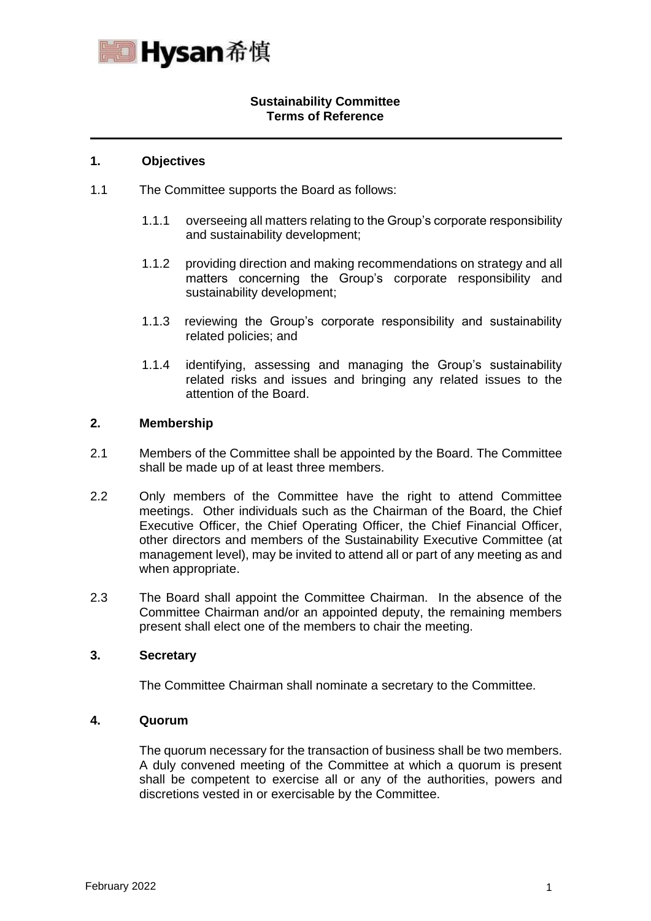# Sustainability Committee
# Terms of Reference

## 1. Objectives

1.1 The Committee supports the Board as follows:

1.1.1 overseeing all matters relating to the Group's corporate responsibility and sustainability development;

1.1.2 providing direction and making recommendations on strategy and all matters concerning the Group's corporate responsibility and sustainability development;

1.1.3 reviewing the Group's corporate responsibility and sustainability related policies; and

1.1.4 identifying, assessing and managing the Group's sustainability related risks and issues and bringing any related issues to the attention of the Board.

## 2. Membership

2.1 Members of the Committee shall be appointed by the Board. The Committee shall be made up of at least three members.

2.2 Only members of the Committee have the right to attend Committee meetings. Other individuals such as the Chairman of the Board, the Chief Executive Officer, the Chief Operating Officer, the Chief Financial Officer, other directors and members of the Sustainability Executive Committee (at management level), may be invited to attend all or part of any meeting as and when appropriate.

2.3 The Board shall appoint the Committee Chairman. In the absence of the Committee Chairman and/or an appointed deputy, the remaining members present shall elect one of the members to chair the meeting.

## 3. Secretary

The Committee Chairman shall nominate a secretary to the Committee.

## 4. Quorum

The quorum necessary for the transaction of business shall be two members. A duly convened meeting of the Committee at which a quorum is present shall be competent to exercise all or any of the authorities, powers and discretions vested in or exercisable by the Committee.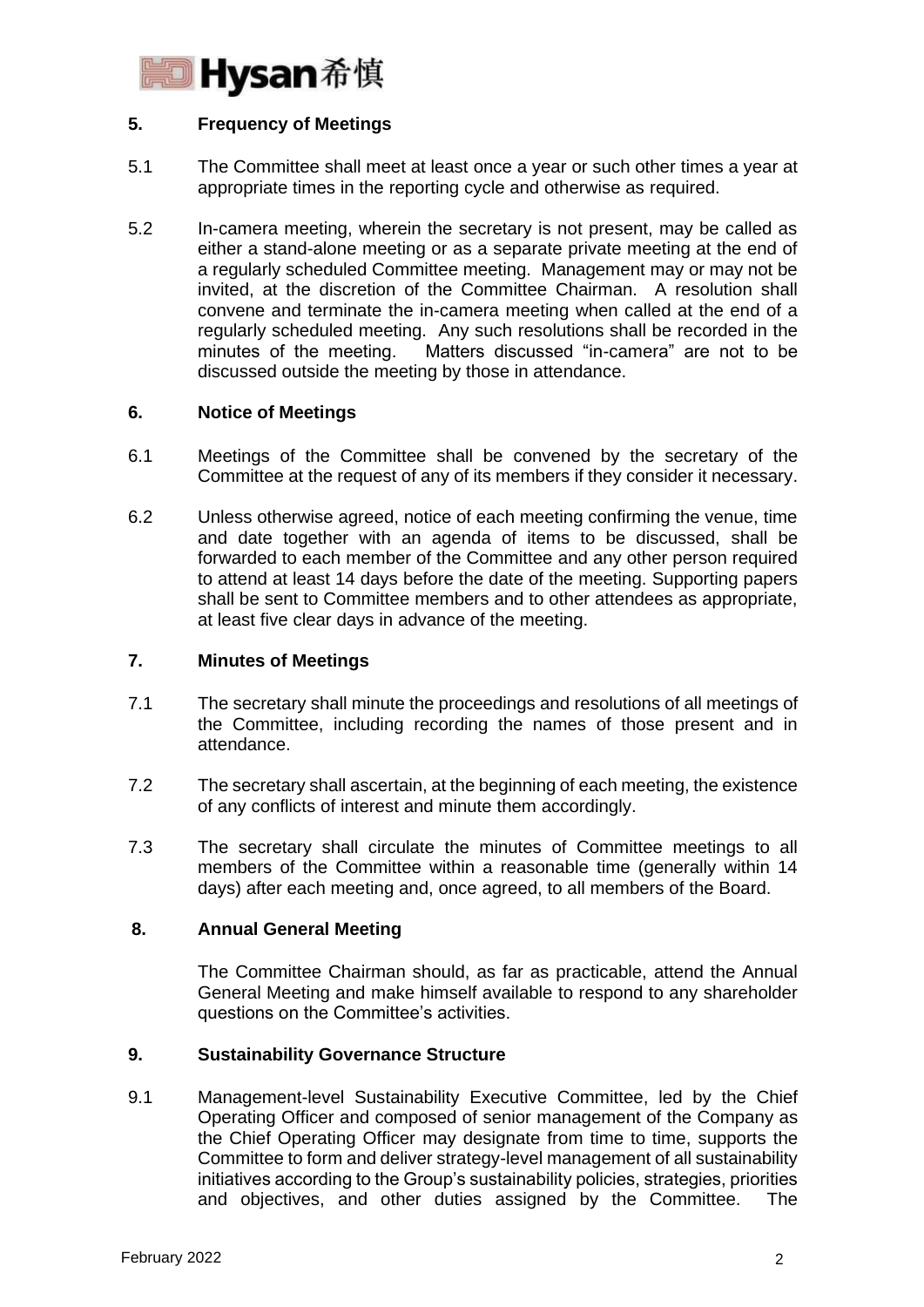## 5. Frequency of Meetings

5.1 The Committee shall meet at least once a year or such other times a year at appropriate times in the reporting cycle and otherwise as required.

5.2 In-camera meeting, wherein the secretary is not present, may be called as either a stand-alone meeting or as a separate private meeting at the end of a regularly scheduled Committee meeting. Management may or may not be invited, at the discretion of the Committee Chairman. A resolution shall convene and terminate the in-camera meeting when called at the end of a regularly scheduled meeting. Any such resolutions shall be recorded in the minutes of the meeting. Matters discussed "in-camera" are not to be discussed outside the meeting by those in attendance.

## 6. Notice of Meetings

6.1 Meetings of the Committee shall be convened by the secretary of the Committee at the request of any of its members if they consider it necessary.

6.2 Unless otherwise agreed, notice of each meeting confirming the venue, time and date together with an agenda of items to be discussed, shall be forwarded to each member of the Committee and any other person required to attend at least 14 days before the date of the meeting. Supporting papers shall be sent to Committee members and to other attendees as appropriate, at least five clear days in advance of the meeting.

## 7. Minutes of Meetings

7.1 The secretary shall minute the proceedings and resolutions of all meetings of the Committee, including recording the names of those present and in attendance.

7.2 The secretary shall ascertain, at the beginning of each meeting, the existence of any conflicts of interest and minute them accordingly.

7.3 The secretary shall circulate the minutes of Committee meetings to all members of the Committee within a reasonable time (generally within 14 days) after each meeting and, once agreed, to all members of the Board.

## 8. Annual General Meeting

The Committee Chairman should, as far as practicable, attend the Annual General Meeting and make himself available to respond to any shareholder questions on the Committee's activities.

## 9. Sustainability Governance Structure

9.1 Management-level Sustainability Executive Committee, led by the Chief Operating Officer and composed of senior management of the Company as the Chief Operating Officer may designate from time to time, supports the Committee to form and deliver strategy-level management of all sustainability initiatives according to the Group's sustainability policies, strategies, priorities and objectives, and other duties assigned by the Committee. The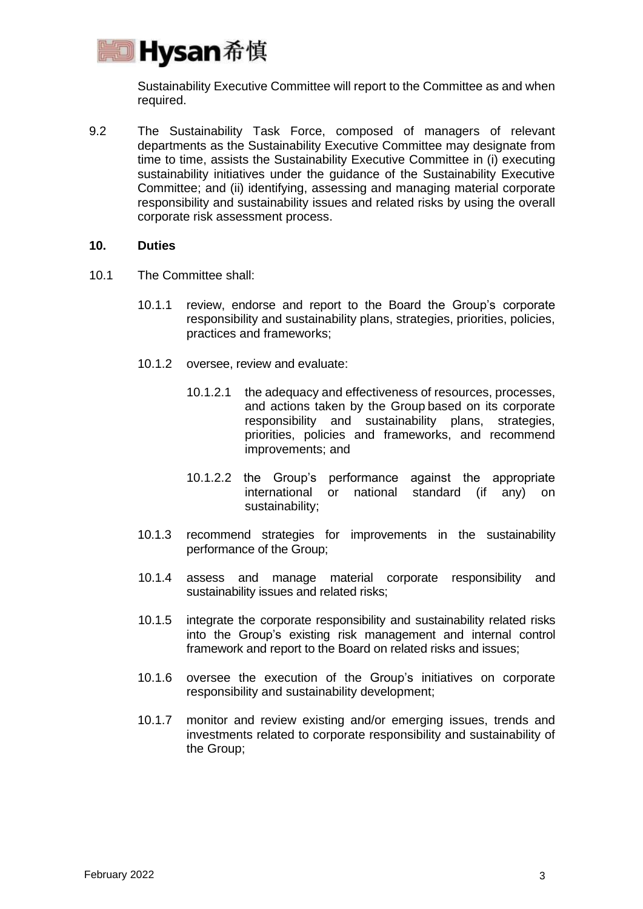Sustainability Executive Committee will report to the Committee as and when required.

9.2 The Sustainability Task Force, composed of managers of relevant departments as the Sustainability Executive Committee may designate from time to time, assists the Sustainability Executive Committee in (i) executing sustainability initiatives under the guidance of the Sustainability Executive Committee; and (ii) identifying, assessing and managing material corporate responsibility and sustainability issues and related risks by using the overall corporate risk assessment process.

**10. Duties**

10.1 The Committee shall:

10.1.1 review, endorse and report to the Board the Group's corporate responsibility and sustainability plans, strategies, priorities, policies, practices and frameworks;

10.1.2 oversee, review and evaluate:

10.1.2.1 the adequacy and effectiveness of resources, processes, and actions taken by the Group based on its corporate responsibility and sustainability plans, strategies, priorities, policies and frameworks, and recommend improvements; and

10.1.2.2 the Group's performance against the appropriate international or national standard (if any) on sustainability;

10.1.3 recommend strategies for improvements in the sustainability performance of the Group;

10.1.4 assess and manage material corporate responsibility and sustainability issues and related risks;

10.1.5 integrate the corporate responsibility and sustainability related risks into the Group's existing risk management and internal control framework and report to the Board on related risks and issues;

10.1.6 oversee the execution of the Group's initiatives on corporate responsibility and sustainability development;

10.1.7 monitor and review existing and/or emerging issues, trends and investments related to corporate responsibility and sustainability of the Group;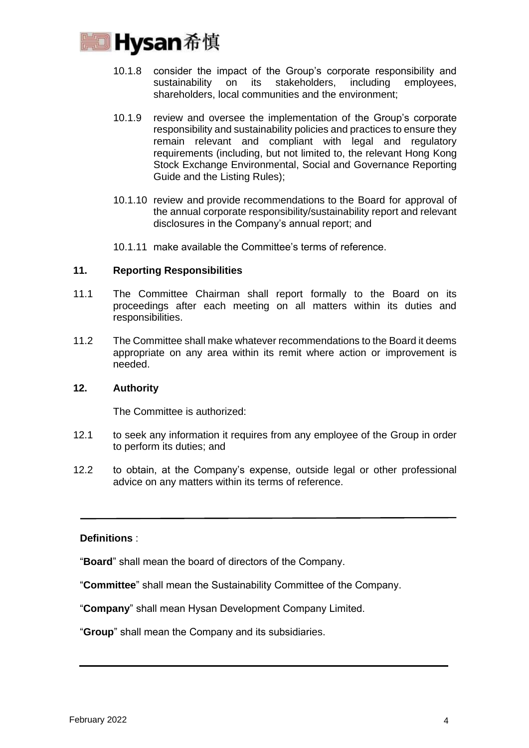10.1.8 consider the impact of the Group's corporate responsibility and sustainability on its stakeholders, including employees, shareholders, local communities and the environment;

10.1.9 review and oversee the implementation of the Group's corporate responsibility and sustainability policies and practices to ensure they remain relevant and compliant with legal and regulatory requirements (including, but not limited to, the relevant Hong Kong Stock Exchange Environmental, Social and Governance Reporting Guide and the Listing Rules);

10.1.10 review and provide recommendations to the Board for approval of the annual corporate responsibility/sustainability report and relevant disclosures in the Company's annual report; and

10.1.11 make available the Committee's terms of reference.

**11. Reporting Responsibilities**

11.1 The Committee Chairman shall report formally to the Board on its proceedings after each meeting on all matters within its duties and responsibilities.

11.2 The Committee shall make whatever recommendations to the Board it deems appropriate on any area within its remit where action or improvement is needed.

**12. Authority**

The Committee is authorized:

12.1 to seek any information it requires from any employee of the Group in order to perform its duties; and

12.2 to obtain, at the Company's expense, outside legal or other professional advice on any matters within its terms of reference.

---

**Definitions** :

"**Board**" shall mean the board of directors of the Company.

"**Committee**" shall mean the Sustainability Committee of the Company.

"**Company**" shall mean Hysan Development Company Limited.

"**Group**" shall mean the Company and its subsidiaries.

---

February 2022